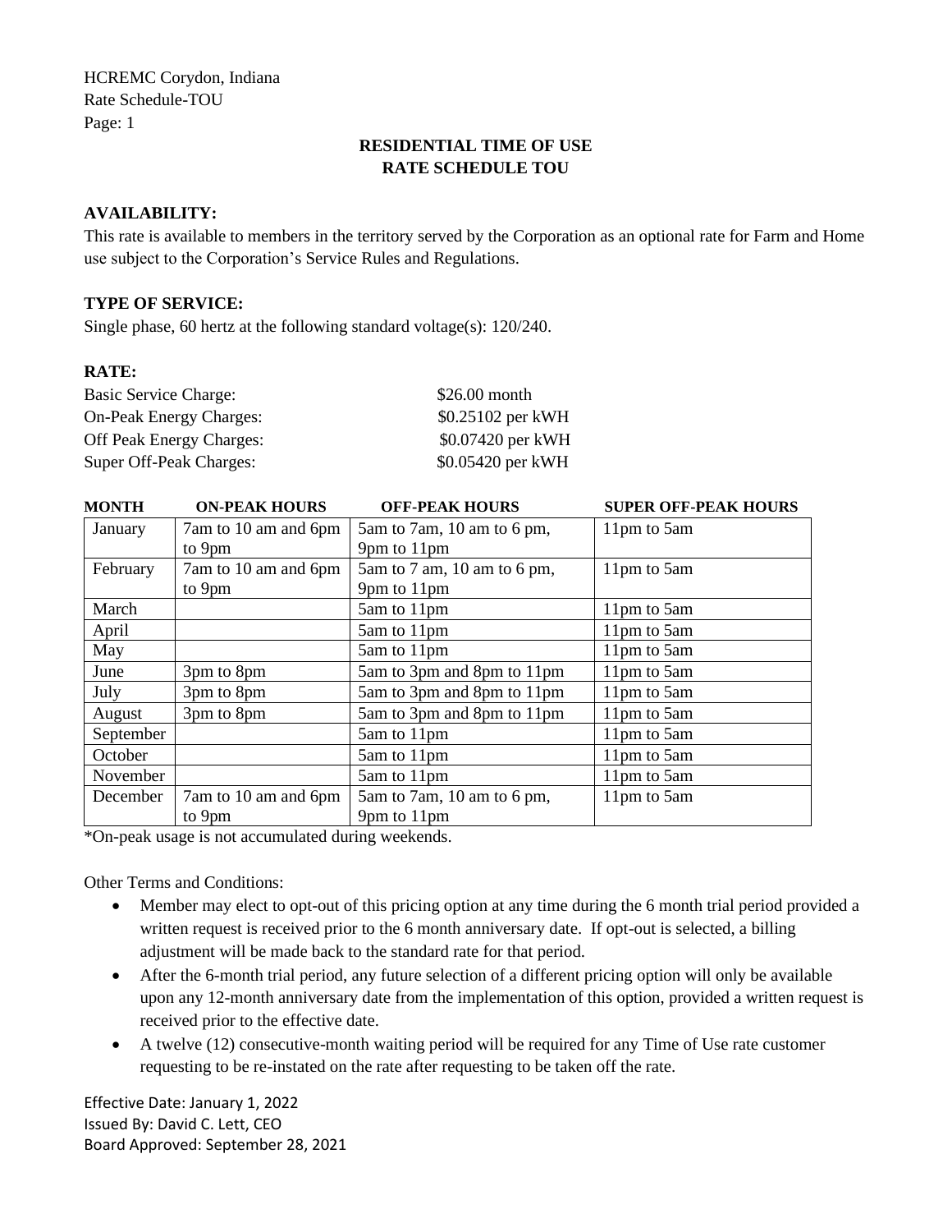HCREMC Corydon, Indiana
Rate Schedule-TOU
Page: 1

## RESIDENTIAL TIME OF USE
## RATE SCHEDULE TOU

### AVAILABILITY:

This rate is available to members in the territory served by the Corporation as an optional rate for Farm and Home use subject to the Corporation's Service Rules and Regulations.

### TYPE OF SERVICE:

Single phase, 60 hertz at the following standard voltage(s): 120/240.

### RATE:

| | |
|---|---|
| Basic Service Charge: | $26.00 month |
| On-Peak Energy Charges: | $0.25102 per kWH |
| Off Peak Energy Charges: | $0.07420 per kWH |
| Super Off-Peak Charges: | $0.05420 per kWH |

| MONTH | ON-PEAK HOURS | OFF-PEAK HOURS | SUPER OFF-PEAK HOURS |
|---|---|---|---|
| January | 7am to 10 am and 6pm to 9pm | 5am to 7am, 10 am to 6 pm, 9pm to 11pm | 11pm to 5am |
| February | 7am to 10 am and 6pm to 9pm | 5am to 7 am, 10 am to 6 pm, 9pm to 11pm | 11pm to 5am |
| March | | 5am to 11pm | 11pm to 5am |
| April | | 5am to 11pm | 11pm to 5am |
| May | | 5am to 11pm | 11pm to 5am |
| June | 3pm to 8pm | 5am to 3pm and 8pm to 11pm | 11pm to 5am |
| July | 3pm to 8pm | 5am to 3pm and 8pm to 11pm | 11pm to 5am |
| August | 3pm to 8pm | 5am to 3pm and 8pm to 11pm | 11pm to 5am |
| September | | 5am to 11pm | 11pm to 5am |
| October | | 5am to 11pm | 11pm to 5am |
| November | | 5am to 11pm | 11pm to 5am |
| December | 7am to 10 am and 6pm to 9pm | 5am to 7am, 10 am to 6 pm, 9pm to 11pm | 11pm to 5am |

*On-peak usage is not accumulated during weekends.

Other Terms and Conditions:

- Member may elect to opt-out of this pricing option at any time during the 6 month trial period provided a written request is received prior to the 6 month anniversary date. If opt-out is selected, a billing adjustment will be made back to the standard rate for that period.
- After the 6-month trial period, any future selection of a different pricing option will only be available upon any 12-month anniversary date from the implementation of this option, provided a written request is received prior to the effective date.
- A twelve (12) consecutive-month waiting period will be required for any Time of Use rate customer requesting to be re-instated on the rate after requesting to be taken off the rate.

Effective Date: January 1, 2022
Issued By: David C. Lett, CEO
Board Approved: September 28, 2021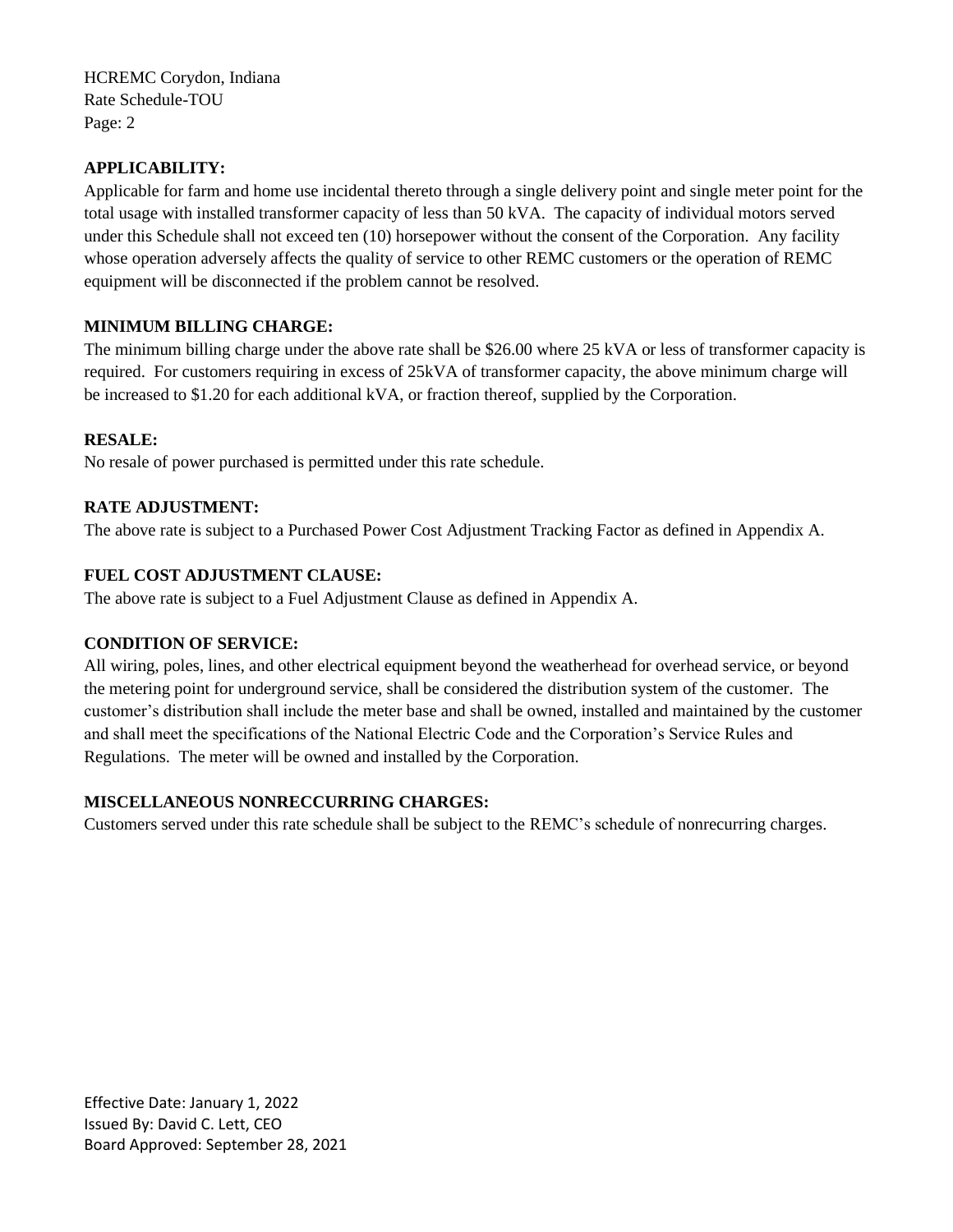**APPLICABILITY:**

Applicable for farm and home use incidental thereto through a single delivery point and single meter point for the total usage with installed transformer capacity of less than 50 kVA. The capacity of individual motors served under this Schedule shall not exceed ten (10) horsepower without the consent of the Corporation. Any facility whose operation adversely affects the quality of service to other REMC customers or the operation of REMC equipment will be disconnected if the problem cannot be resolved.

**MINIMUM BILLING CHARGE:**

The minimum billing charge under the above rate shall be $26.00 where 25 kVA or less of transformer capacity is required. For customers requiring in excess of 25kVA of transformer capacity, the above minimum charge will be increased to $1.20 for each additional kVA, or fraction thereof, supplied by the Corporation.

**RESALE:**

No resale of power purchased is permitted under this rate schedule.

**RATE ADJUSTMENT:**

The above rate is subject to a Purchased Power Cost Adjustment Tracking Factor as defined in Appendix A.

**FUEL COST ADJUSTMENT CLAUSE:**

The above rate is subject to a Fuel Adjustment Clause as defined in Appendix A.

**CONDITION OF SERVICE:**

All wiring, poles, lines, and other electrical equipment beyond the weatherhead for overhead service, or beyond the metering point for underground service, shall be considered the distribution system of the customer. The customer's distribution shall include the meter base and shall be owned, installed and maintained by the customer and shall meet the specifications of the National Electric Code and the Corporation's Service Rules and Regulations. The meter will be owned and installed by the Corporation.

**MISCELLANEOUS NONRECCURRING CHARGES:**

Customers served under this rate schedule shall be subject to the REMC's schedule of nonrecurring charges.

Effective Date: January 1, 2022
Issued By: David C. Lett, CEO
Board Approved: September 28, 2021